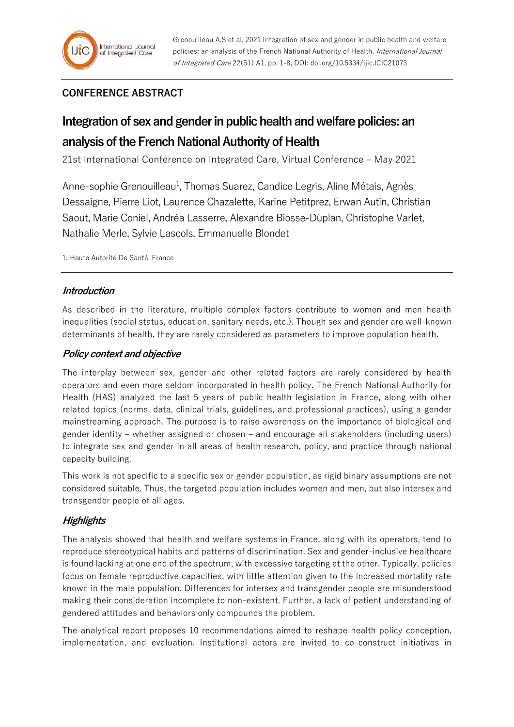Grenouilleau A.S et al, 2021 Integration of sex and gender in public health and welfare policies: an analysis of the French National Authority of Health. *International Journal of Integrated Care* 22(S1) A1, pp. 1-8, DOI: doi.org/10.5334/ijic.ICIC21073

**CONFERENCE ABSTRACT**

# Integration of sex and gender in public health and welfare policies: an analysis of the French National Authority of Health

21st International Conference on Integrated Care, Virtual Conference – May 2021

Anne-sophie Grenouilleau[1], Thomas Suarez, Candice Legris, Aline Métais, Agnès Dessaigne, Pierre Liot, Laurence Chazalette, Karine Petitprez, Erwan Autin, Christian Saout, Marie Coniel, Andréa Lasserre, Alexandre Biosse-Duplan, Christophe Varlet, Nathalie Merle, Sylvie Lascols, Emmanuelle Blondet

1: Haute Autorité De Santé, France

## *Introduction*

As described in the literature, multiple complex factors contribute to women and men health inequalities (social status, education, sanitary needs, etc.). Though sex and gender are well-known determinants of health, they are rarely considered as parameters to improve population health.

## *Policy context and objective*

The interplay between sex, gender and other related factors are rarely considered by health operators and even more seldom incorporated in health policy. The French National Authority for Health (HAS) analyzed the last 5 years of public health legislation in France, along with other related topics (norms, data, clinical trials, guidelines, and professional practices), using a gender mainstreaming approach. The purpose is to raise awareness on the importance of biological and gender identity – whether assigned or chosen – and encourage all stakeholders (including users) to integrate sex and gender in all areas of health research, policy, and practice through national capacity building.

This work is not specific to a specific sex or gender population, as rigid binary assumptions are not considered suitable. Thus, the targeted population includes women and men, but also intersex and transgender people of all ages.

## *Highlights*

The analysis showed that health and welfare systems in France, along with its operators, tend to reproduce stereotypical habits and patterns of discrimination. Sex and gender-inclusive healthcare is found lacking at one end of the spectrum, with excessive targeting at the other. Typically, policies focus on female reproductive capacities, with little attention given to the increased mortality rate known in the male population. Differences for intersex and transgender people are misunderstood making their consideration incomplete to non-existent. Further, a lack of patient understanding of gendered attitudes and behaviors only compounds the problem.

The analytical report proposes 10 recommendations aimed to reshape health policy conception, implementation, and evaluation. Institutional actors are invited to co-construct initiatives in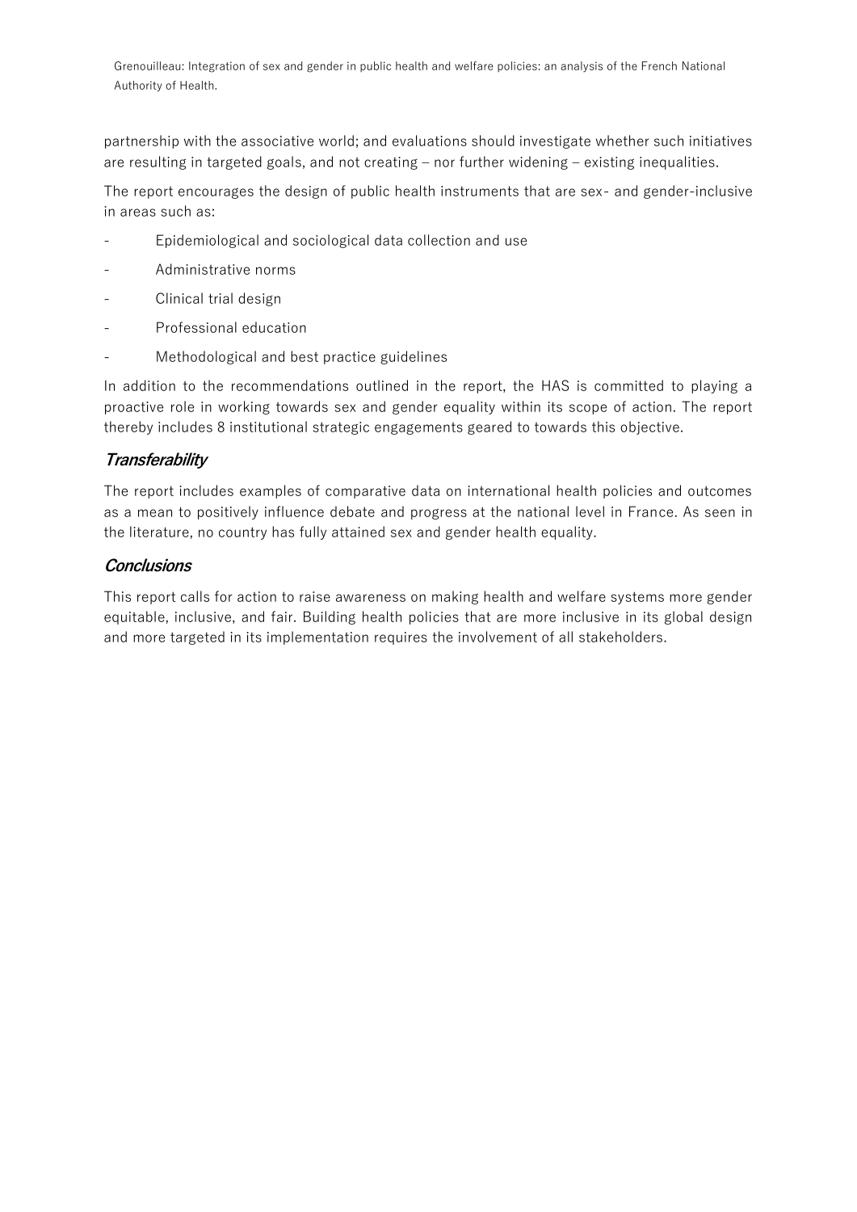partnership with the associative world; and evaluations should investigate whether such initiatives are resulting in targeted goals, and not creating – nor further widening – existing inequalities.

The report encourages the design of public health instruments that are sex- and gender-inclusive in areas such as:

- Epidemiological and sociological data collection and use
- Administrative norms
- Clinical trial design
- Professional education
- Methodological and best practice guidelines

In addition to the recommendations outlined in the report, the HAS is committed to playing a proactive role in working towards sex and gender equality within its scope of action. The report thereby includes 8 institutional strategic engagements geared to towards this objective.

## *Transferability*

The report includes examples of comparative data on international health policies and outcomes as a mean to positively influence debate and progress at the national level in France. As seen in the literature, no country has fully attained sex and gender health equality.

## *Conclusions*

This report calls for action to raise awareness on making health and welfare systems more gender equitable, inclusive, and fair. Building health policies that are more inclusive in its global design and more targeted in its implementation requires the involvement of all stakeholders.